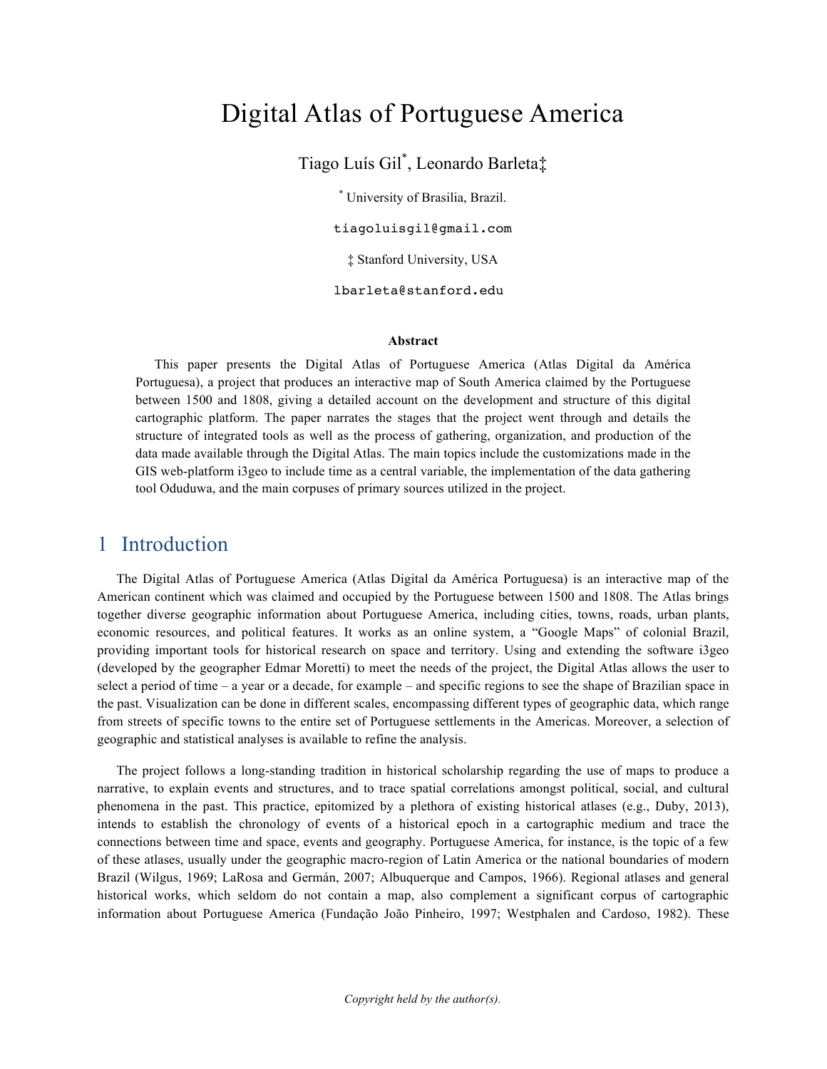# Digital Atlas of Portuguese America

Tiago Luís Gil[*], Leonardo Barleta[‡]

[*] University of Brasilia, Brazil.

tiagoluisgil@gmail.com

[‡] Stanford University, USA

lbarleta@stanford.edu

### Abstract

This paper presents the Digital Atlas of Portuguese America (Atlas Digital da América Portuguesa), a project that produces an interactive map of South America claimed by the Portuguese between 1500 and 1808, giving a detailed account on the development and structure of this digital cartographic platform. The paper narrates the stages that the project went through and details the structure of integrated tools as well as the process of gathering, organization, and production of the data made available through the Digital Atlas. The main topics include the customizations made in the GIS web-platform i3geo to include time as a central variable, the implementation of the data gathering tool Oduduwa, and the main corpuses of primary sources utilized in the project.

## 1 Introduction

The Digital Atlas of Portuguese America (Atlas Digital da América Portuguesa) is an interactive map of the American continent which was claimed and occupied by the Portuguese between 1500 and 1808. The Atlas brings together diverse geographic information about Portuguese America, including cities, towns, roads, urban plants, economic resources, and political features. It works as an online system, a "Google Maps" of colonial Brazil, providing important tools for historical research on space and territory. Using and extending the software i3geo (developed by the geographer Edmar Moretti) to meet the needs of the project, the Digital Atlas allows the user to select a period of time – a year or a decade, for example – and specific regions to see the shape of Brazilian space in the past. Visualization can be done in different scales, encompassing different types of geographic data, which range from streets of specific towns to the entire set of Portuguese settlements in the Americas. Moreover, a selection of geographic and statistical analyses is available to refine the analysis.

The project follows a long-standing tradition in historical scholarship regarding the use of maps to produce a narrative, to explain events and structures, and to trace spatial correlations amongst political, social, and cultural phenomena in the past. This practice, epitomized by a plethora of existing historical atlases (e.g., Duby, 2013), intends to establish the chronology of events of a historical epoch in a cartographic medium and trace the connections between time and space, events and geography. Portuguese America, for instance, is the topic of a few of these atlases, usually under the geographic macro-region of Latin America or the national boundaries of modern Brazil (Wilgus, 1969; LaRosa and Germán, 2007; Albuquerque and Campos, 1966). Regional atlases and general historical works, which seldom do not contain a map, also complement a significant corpus of cartographic information about Portuguese America (Fundação João Pinheiro, 1997; Westphalen and Cardoso, 1982). These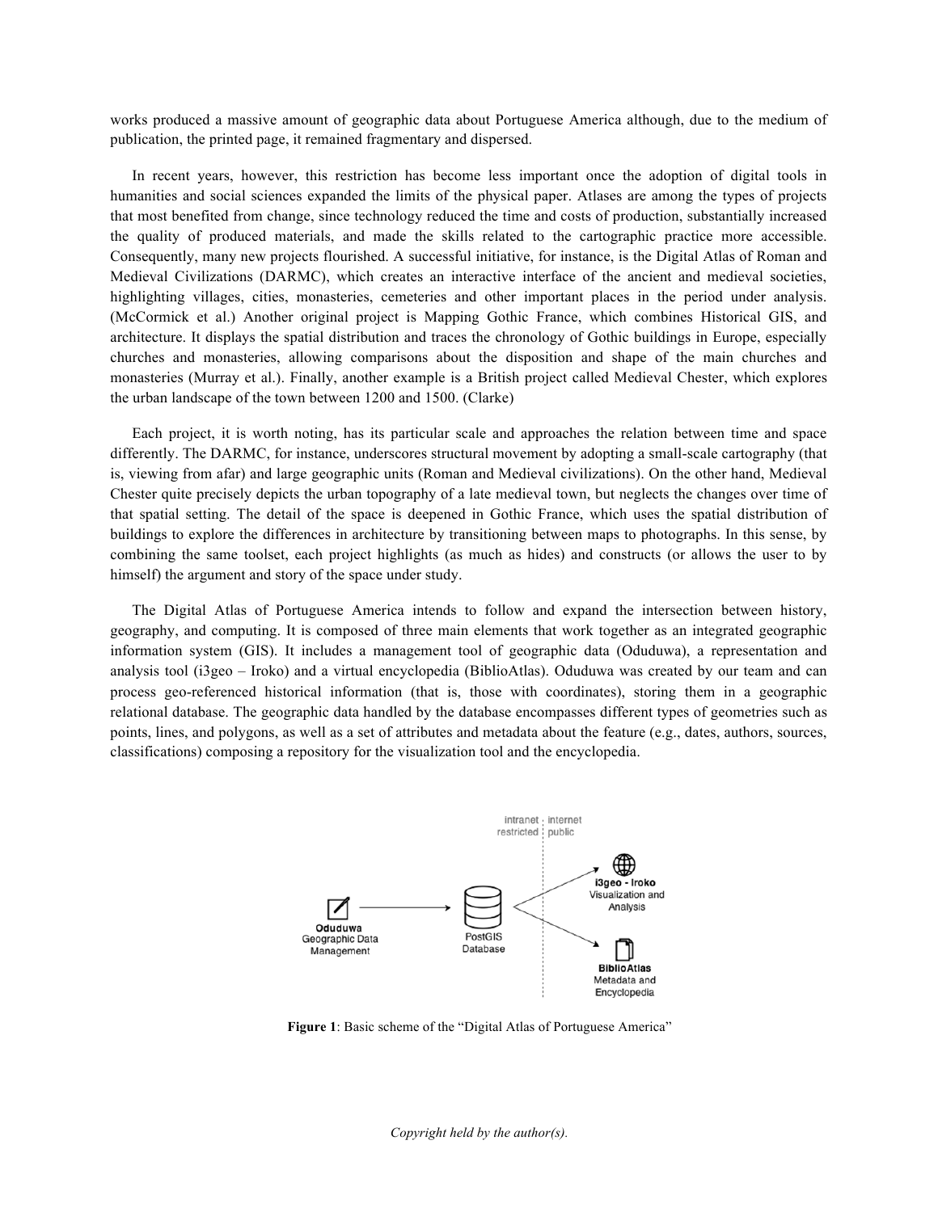works produced a massive amount of geographic data about Portuguese America although, due to the medium of publication, the printed page, it remained fragmentary and dispersed.

In recent years, however, this restriction has become less important once the adoption of digital tools in humanities and social sciences expanded the limits of the physical paper. Atlases are among the types of projects that most benefited from change, since technology reduced the time and costs of production, substantially increased the quality of produced materials, and made the skills related to the cartographic practice more accessible. Consequently, many new projects flourished. A successful initiative, for instance, is the Digital Atlas of Roman and Medieval Civilizations (DARMC), which creates an interactive interface of the ancient and medieval societies, highlighting villages, cities, monasteries, cemeteries and other important places in the period under analysis. (McCormick et al.) Another original project is Mapping Gothic France, which combines Historical GIS, and architecture. It displays the spatial distribution and traces the chronology of Gothic buildings in Europe, especially churches and monasteries, allowing comparisons about the disposition and shape of the main churches and monasteries (Murray et al.). Finally, another example is a British project called Medieval Chester, which explores the urban landscape of the town between 1200 and 1500. (Clarke)

Each project, it is worth noting, has its particular scale and approaches the relation between time and space differently. The DARMC, for instance, underscores structural movement by adopting a small-scale cartography (that is, viewing from afar) and large geographic units (Roman and Medieval civilizations). On the other hand, Medieval Chester quite precisely depicts the urban topography of a late medieval town, but neglects the changes over time of that spatial setting. The detail of the space is deepened in Gothic France, which uses the spatial distribution of buildings to explore the differences in architecture by transitioning between maps to photographs. In this sense, by combining the same toolset, each project highlights (as much as hides) and constructs (or allows the user to by himself) the argument and story of the space under study.

The Digital Atlas of Portuguese America intends to follow and expand the intersection between history, geography, and computing. It is composed of three main elements that work together as an integrated geographic information system (GIS). It includes a management tool of geographic data (Oduduwa), a representation and analysis tool (i3geo – Iroko) and a virtual encyclopedia (BiblioAtlas). Oduduwa was created by our team and can process geo-referenced historical information (that is, those with coordinates), storing them in a geographic relational database. The geographic data handled by the database encompasses different types of geometries such as points, lines, and polygons, as well as a set of attributes and metadata about the feature (e.g., dates, authors, sources, classifications) composing a repository for the visualization tool and the encyclopedia.

**Figure 1**: Basic scheme of the "Digital Atlas of Portuguese America"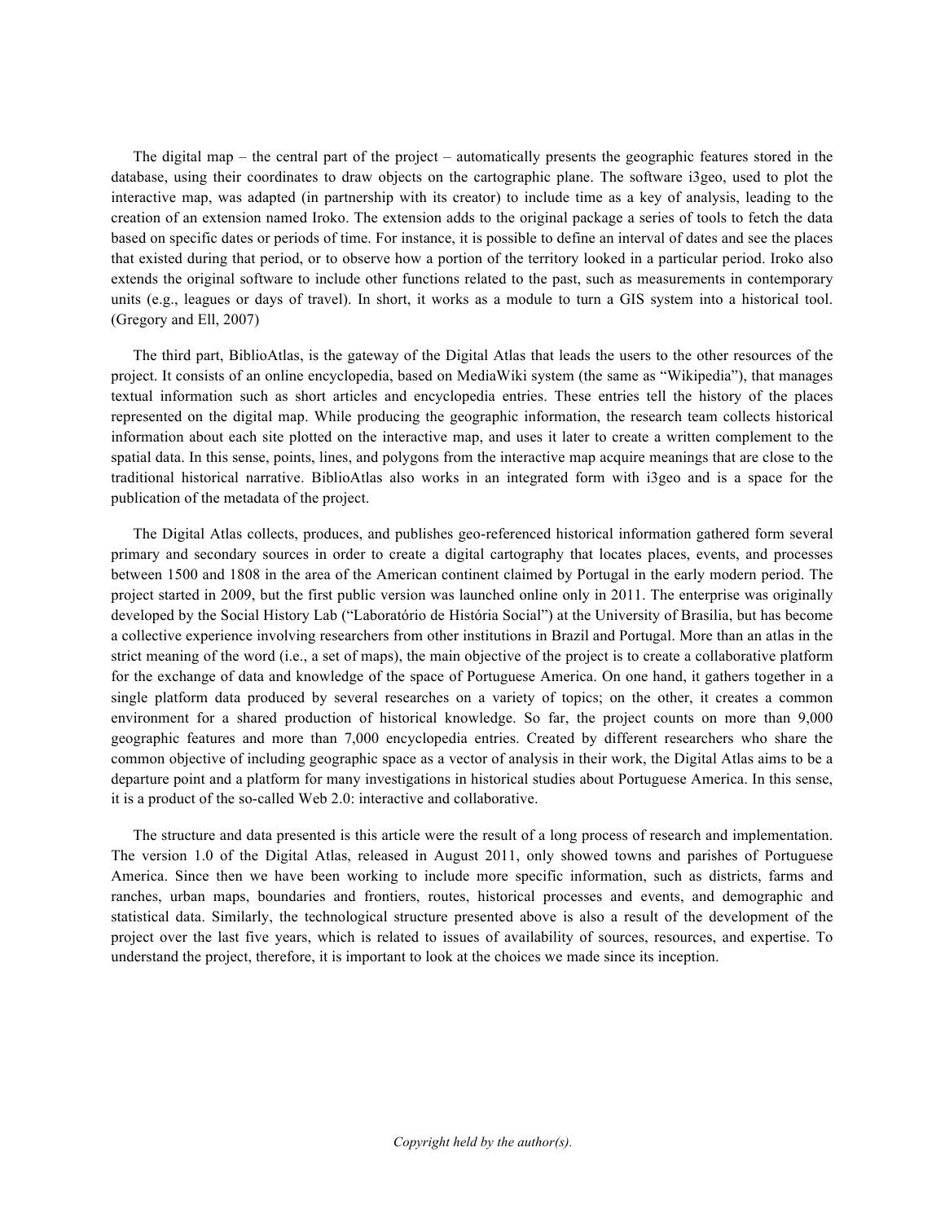The digital map – the central part of the project – automatically presents the geographic features stored in the database, using their coordinates to draw objects on the cartographic plane. The software i3geo, used to plot the interactive map, was adapted (in partnership with its creator) to include time as a key of analysis, leading to the creation of an extension named Iroko. The extension adds to the original package a series of tools to fetch the data based on specific dates or periods of time. For instance, it is possible to define an interval of dates and see the places that existed during that period, or to observe how a portion of the territory looked in a particular period. Iroko also extends the original software to include other functions related to the past, such as measurements in contemporary units (e.g., leagues or days of travel). In short, it works as a module to turn a GIS system into a historical tool. (Gregory and Ell, 2007)

The third part, BiblioAtlas, is the gateway of the Digital Atlas that leads the users to the other resources of the project. It consists of an online encyclopedia, based on MediaWiki system (the same as "Wikipedia"), that manages textual information such as short articles and encyclopedia entries. These entries tell the history of the places represented on the digital map. While producing the geographic information, the research team collects historical information about each site plotted on the interactive map, and uses it later to create a written complement to the spatial data. In this sense, points, lines, and polygons from the interactive map acquire meanings that are close to the traditional historical narrative. BiblioAtlas also works in an integrated form with i3geo and is a space for the publication of the metadata of the project.

The Digital Atlas collects, produces, and publishes geo-referenced historical information gathered form several primary and secondary sources in order to create a digital cartography that locates places, events, and processes between 1500 and 1808 in the area of the American continent claimed by Portugal in the early modern period. The project started in 2009, but the first public version was launched online only in 2011. The enterprise was originally developed by the Social History Lab ("Laboratório de História Social") at the University of Brasilia, but has become a collective experience involving researchers from other institutions in Brazil and Portugal. More than an atlas in the strict meaning of the word (i.e., a set of maps), the main objective of the project is to create a collaborative platform for the exchange of data and knowledge of the space of Portuguese America. On one hand, it gathers together in a single platform data produced by several researches on a variety of topics; on the other, it creates a common environment for a shared production of historical knowledge. So far, the project counts on more than 9,000 geographic features and more than 7,000 encyclopedia entries. Created by different researchers who share the common objective of including geographic space as a vector of analysis in their work, the Digital Atlas aims to be a departure point and a platform for many investigations in historical studies about Portuguese America. In this sense, it is a product of the so-called Web 2.0: interactive and collaborative.

The structure and data presented is this article were the result of a long process of research and implementation. The version 1.0 of the Digital Atlas, released in August 2011, only showed towns and parishes of Portuguese America. Since then we have been working to include more specific information, such as districts, farms and ranches, urban maps, boundaries and frontiers, routes, historical processes and events, and demographic and statistical data. Similarly, the technological structure presented above is also a result of the development of the project over the last five years, which is related to issues of availability of sources, resources, and expertise. To understand the project, therefore, it is important to look at the choices we made since its inception.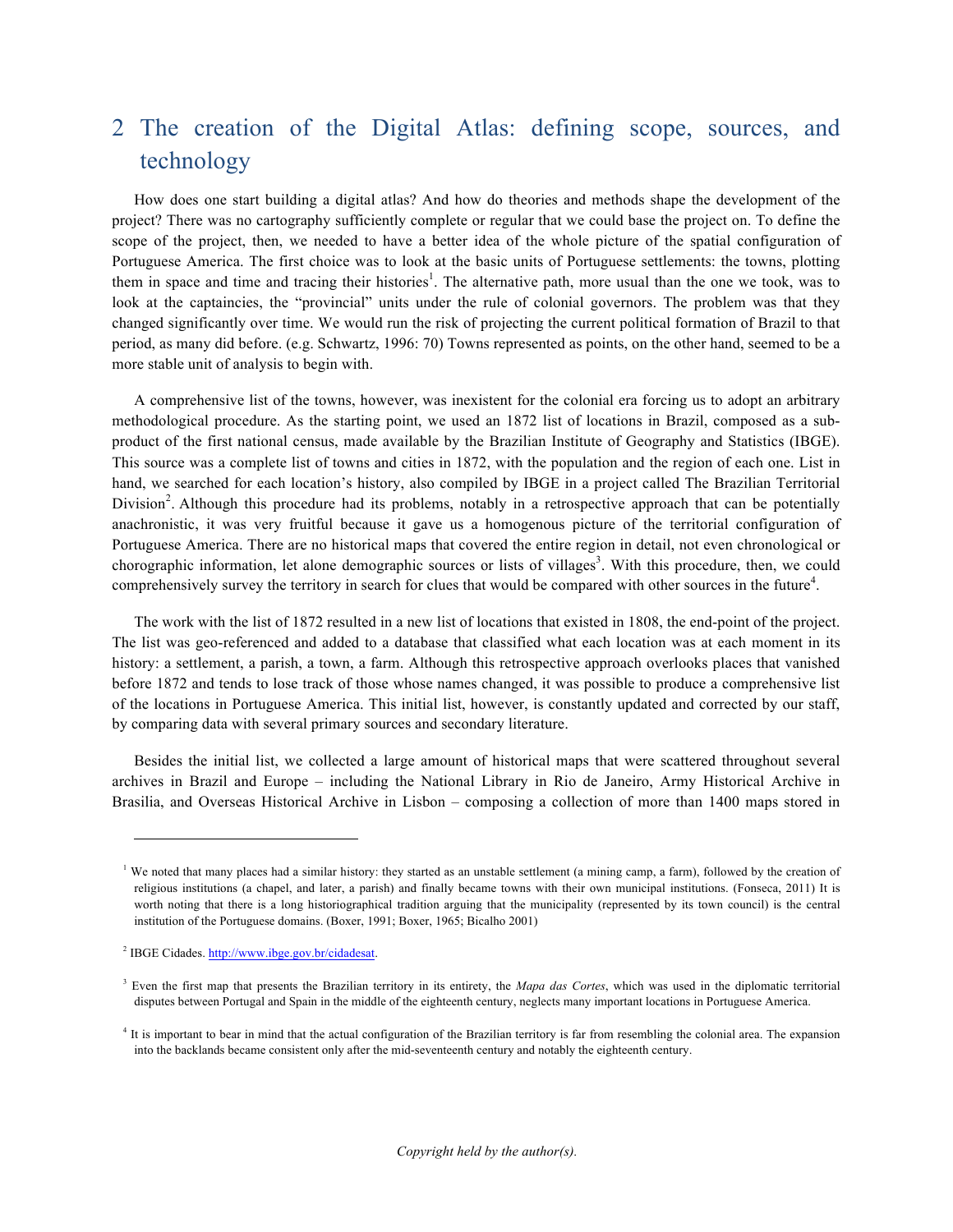## 2 The creation of the Digital Atlas: defining scope, sources, and technology

How does one start building a digital atlas? And how do theories and methods shape the development of the project? There was no cartography sufficiently complete or regular that we could base the project on. To define the scope of the project, then, we needed to have a better idea of the whole picture of the spatial configuration of Portuguese America. The first choice was to look at the basic units of Portuguese settlements: the towns, plotting them in space and time and tracing their histories[1]. The alternative path, more usual than the one we took, was to look at the captaincies, the "provincial" units under the rule of colonial governors. The problem was that they changed significantly over time. We would run the risk of projecting the current political formation of Brazil to that period, as many did before. (e.g. Schwartz, 1996: 70) Towns represented as points, on the other hand, seemed to be a more stable unit of analysis to begin with.

A comprehensive list of the towns, however, was inexistent for the colonial era forcing us to adopt an arbitrary methodological procedure. As the starting point, we used an 1872 list of locations in Brazil, composed as a sub-product of the first national census, made available by the Brazilian Institute of Geography and Statistics (IBGE). This source was a complete list of towns and cities in 1872, with the population and the region of each one. List in hand, we searched for each location's history, also compiled by IBGE in a project called The Brazilian Territorial Division[2]. Although this procedure had its problems, notably in a retrospective approach that can be potentially anachronistic, it was very fruitful because it gave us a homogenous picture of the territorial configuration of Portuguese America. There are no historical maps that covered the entire region in detail, not even chronological or chorographic information, let alone demographic sources or lists of villages[3]. With this procedure, then, we could comprehensively survey the territory in search for clues that would be compared with other sources in the future[4].

The work with the list of 1872 resulted in a new list of locations that existed in 1808, the end-point of the project. The list was geo-referenced and added to a database that classified what each location was at each moment in its history: a settlement, a parish, a town, a farm. Although this retrospective approach overlooks places that vanished before 1872 and tends to lose track of those whose names changed, it was possible to produce a comprehensive list of the locations in Portuguese America. This initial list, however, is constantly updated and corrected by our staff, by comparing data with several primary sources and secondary literature.

Besides the initial list, we collected a large amount of historical maps that were scattered throughout several archives in Brazil and Europe – including the National Library in Rio de Janeiro, Army Historical Archive in Brasilia, and Overseas Historical Archive in Lisbon – composing a collection of more than 1400 maps stored in

---

[1] We noted that many places had a similar history: they started as an unstable settlement (a mining camp, a farm), followed by the creation of religious institutions (a chapel, and later, a parish) and finally became towns with their own municipal institutions. (Fonseca, 2011) It is worth noting that there is a long historiographical tradition arguing that the municipality (represented by its town council) is the central institution of the Portuguese domains. (Boxer, 1991; Boxer, 1965; Bicalho 2001)

[2] IBGE Cidades. http://www.ibge.gov.br/cidadesat.

[3] Even the first map that presents the Brazilian territory in its entirety, the *Mapa das Cortes*, which was used in the diplomatic territorial disputes between Portugal and Spain in the middle of the eighteenth century, neglects many important locations in Portuguese America.

[4] It is important to bear in mind that the actual configuration of the Brazilian territory is far from resembling the colonial area. The expansion into the backlands became consistent only after the mid-seventeenth century and notably the eighteenth century.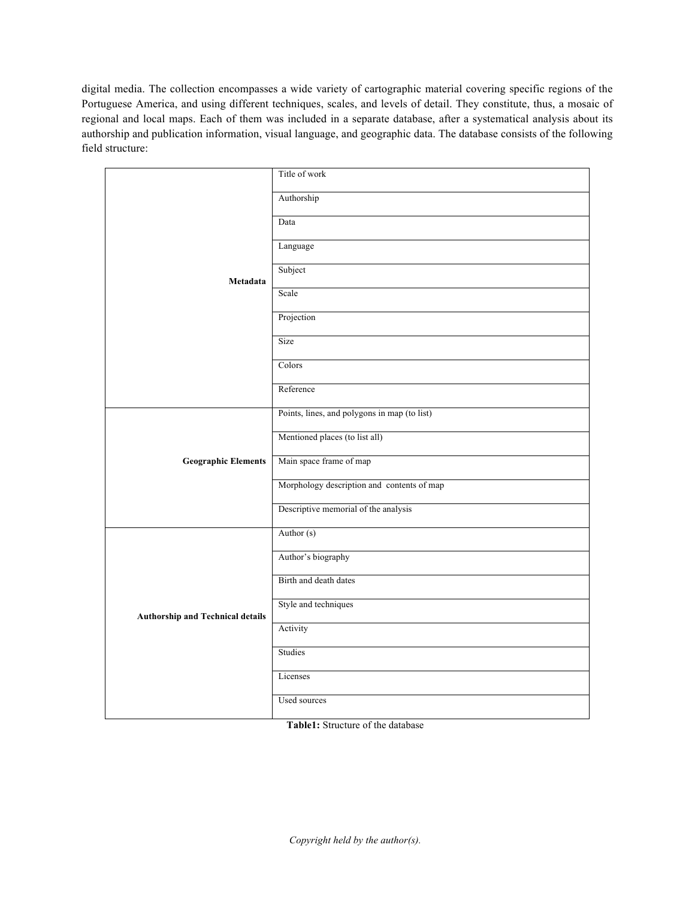digital media. The collection encompasses a wide variety of cartographic material covering specific regions of the Portuguese America, and using different techniques, scales, and levels of detail. They constitute, thus, a mosaic of regional and local maps. Each of them was included in a separate database, after a systematical analysis about its authorship and publication information, visual language, and geographic data. The database consists of the following field structure:

| | |
|---|---|
| **Metadata** | Title of work |
| | Authorship |
| | Data |
| | Language |
| | Subject |
| | Scale |
| | Projection |
| | Size |
| | Colors |
| | Reference |
| **Geographic Elements** | Points, lines, and polygons in map (to list) |
| | Mentioned places (to list all) |
| | Main space frame of map |
| | Morphology description and contents of map |
| | Descriptive memorial of the analysis |
| **Authorship and Technical details** | Author (s) |
| | Author's biography |
| | Birth and death dates |
| | Style and techniques |
| | Activity |
| | Studies |
| | Licenses |
| | Used sources |

**Table1:** Structure of the database

*Copyright held by the author(s).*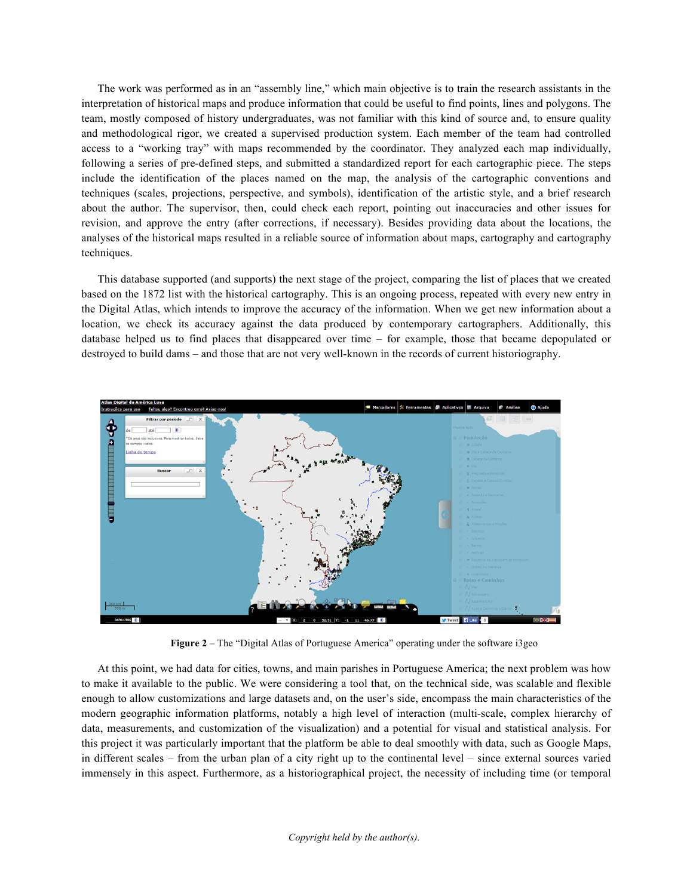The work was performed as in an "assembly line," which main objective is to train the research assistants in the interpretation of historical maps and produce information that could be useful to find points, lines and polygons. The team, mostly composed of history undergraduates, was not familiar with this kind of source and, to ensure quality and methodological rigor, we created a supervised production system. Each member of the team had controlled access to a "working tray" with maps recommended by the coordinator. They analyzed each map individually, following a series of pre-defined steps, and submitted a standardized report for each cartographic piece. The steps include the identification of the places named on the map, the analysis of the cartographic conventions and techniques (scales, projections, perspective, and symbols), identification of the artistic style, and a brief research about the author. The supervisor, then, could check each report, pointing out inaccuracies and other issues for revision, and approve the entry (after corrections, if necessary). Besides providing data about the locations, the analyses of the historical maps resulted in a reliable source of information about maps, cartography and cartography techniques.

This database supported (and supports) the next stage of the project, comparing the list of places that we created based on the 1872 list with the historical cartography. This is an ongoing process, repeated with every new entry in the Digital Atlas, which intends to improve the accuracy of the information. When we get new information about a location, we check its accuracy against the data produced by contemporary cartographers. Additionally, this database helped us to find places that disappeared over time – for example, those that became depopulated or destroyed to build dams – and those that are not very well-known in the records of current historiography.

**Figure 2** – The "Digital Atlas of Portuguese America" operating under the software i3geo

At this point, we had data for cities, towns, and main parishes in Portuguese America; the next problem was how to make it available to the public. We were considering a tool that, on the technical side, was scalable and flexible enough to allow customizations and large datasets and, on the user's side, encompass the main characteristics of the modern geographic information platforms, notably a high level of interaction (multi-scale, complex hierarchy of data, measurements, and customization of the visualization) and a potential for visual and statistical analysis. For this project it was particularly important that the platform be able to deal smoothly with data, such as Google Maps, in different scales – from the urban plan of a city right up to the continental level – since external sources varied immensely in this aspect. Furthermore, as a historiographical project, the necessity of including time (or temporal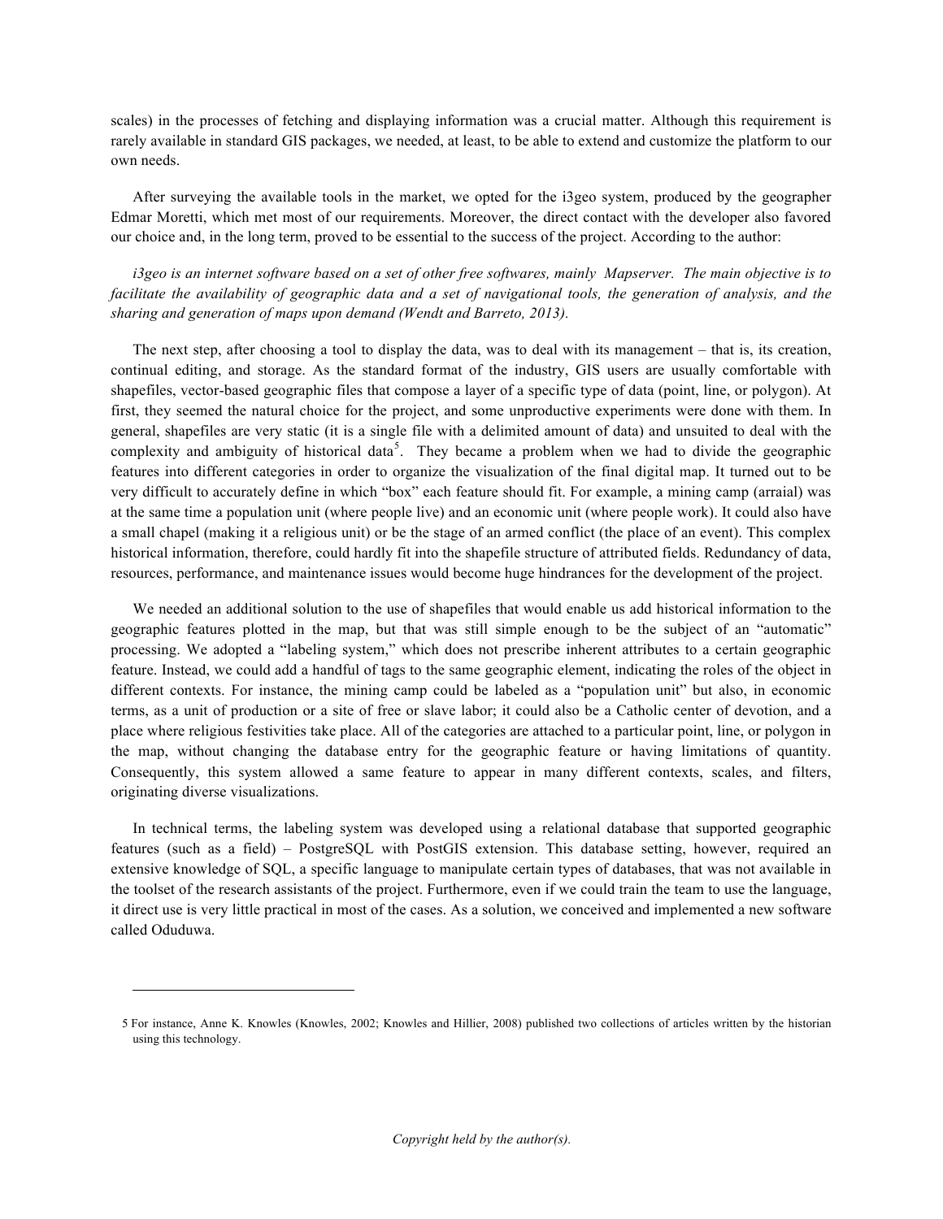scales) in the processes of fetching and displaying information was a crucial matter. Although this requirement is rarely available in standard GIS packages, we needed, at least, to be able to extend and customize the platform to our own needs.

After surveying the available tools in the market, we opted for the i3geo system, produced by the geographer Edmar Moretti, which met most of our requirements. Moreover, the direct contact with the developer also favored our choice and, in the long term, proved to be essential to the success of the project. According to the author:

*i3geo is an internet software based on a set of other free softwares, mainly Mapserver. The main objective is to facilitate the availability of geographic data and a set of navigational tools, the generation of analysis, and the sharing and generation of maps upon demand (Wendt and Barreto, 2013).*

The next step, after choosing a tool to display the data, was to deal with its management – that is, its creation, continual editing, and storage. As the standard format of the industry, GIS users are usually comfortable with shapefiles, vector-based geographic files that compose a layer of a specific type of data (point, line, or polygon). At first, they seemed the natural choice for the project, and some unproductive experiments were done with them. In general, shapefiles are very static (it is a single file with a delimited amount of data) and unsuited to deal with the complexity and ambiguity of historical data[5]. They became a problem when we had to divide the geographic features into different categories in order to organize the visualization of the final digital map. It turned out to be very difficult to accurately define in which "box" each feature should fit. For example, a mining camp (arraial) was at the same time a population unit (where people live) and an economic unit (where people work). It could also have a small chapel (making it a religious unit) or be the stage of an armed conflict (the place of an event). This complex historical information, therefore, could hardly fit into the shapefile structure of attributed fields. Redundancy of data, resources, performance, and maintenance issues would become huge hindrances for the development of the project.

We needed an additional solution to the use of shapefiles that would enable us add historical information to the geographic features plotted in the map, but that was still simple enough to be the subject of an "automatic" processing. We adopted a "labeling system," which does not prescribe inherent attributes to a certain geographic feature. Instead, we could add a handful of tags to the same geographic element, indicating the roles of the object in different contexts. For instance, the mining camp could be labeled as a "population unit" but also, in economic terms, as a unit of production or a site of free or slave labor; it could also be a Catholic center of devotion, and a place where religious festivities take place. All of the categories are attached to a particular point, line, or polygon in the map, without changing the database entry for the geographic feature or having limitations of quantity. Consequently, this system allowed a same feature to appear in many different contexts, scales, and filters, originating diverse visualizations.

In technical terms, the labeling system was developed using a relational database that supported geographic features (such as a field) – PostgreSQL with PostGIS extension. This database setting, however, required an extensive knowledge of SQL, a specific language to manipulate certain types of databases, that was not available in the toolset of the research assistants of the project. Furthermore, even if we could train the team to use the language, it direct use is very little practical in most of the cases. As a solution, we conceived and implemented a new software called Oduduwa.

---

5 For instance, Anne K. Knowles (Knowles, 2002; Knowles and Hillier, 2008) published two collections of articles written by the historian using this technology.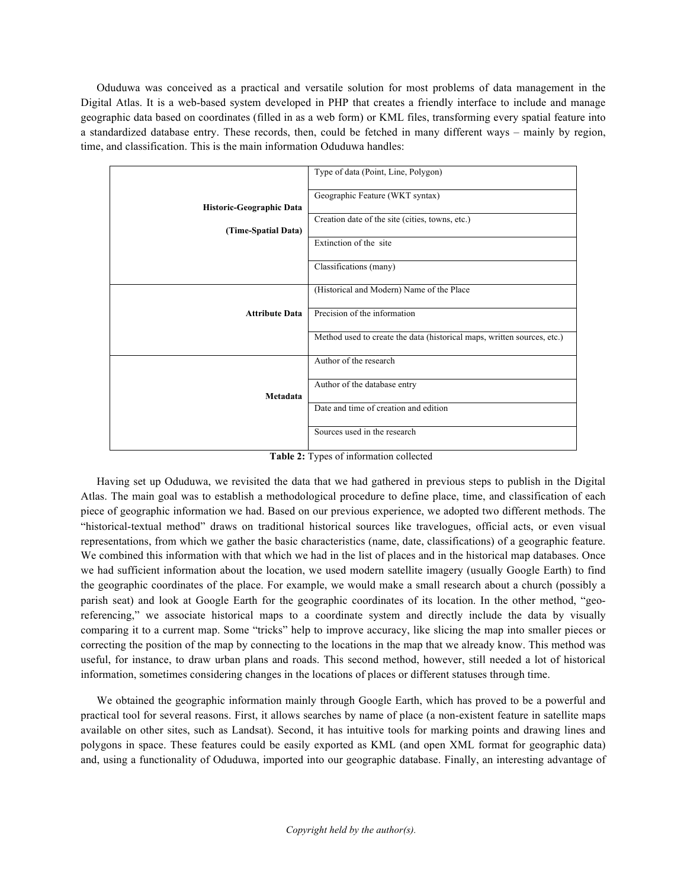Oduduwa was conceived as a practical and versatile solution for most problems of data management in the Digital Atlas. It is a web-based system developed in PHP that creates a friendly interface to include and manage geographic data based on coordinates (filled in as a web form) or KML files, transforming every spatial feature into a standardized database entry. These records, then, could be fetched in many different ways – mainly by region, time, and classification. This is the main information Oduduwa handles:

| | |
|---|---|
| **Historic-Geographic Data (Time-Spatial Data)** | Type of data (Point, Line, Polygon) |
| | Geographic Feature (WKT syntax) |
| | Creation date of the site (cities, towns, etc.) |
| | Extinction of the site |
| | Classifications (many) |
| **Attribute Data** | (Historical and Modern) Name of the Place |
| | Precision of the information |
| | Method used to create the data (historical maps, written sources, etc.) |
| **Metadata** | Author of the research |
| | Author of the database entry |
| | Date and time of creation and edition |
| | Sources used in the research |

**Table 2:** Types of information collected

Having set up Oduduwa, we revisited the data that we had gathered in previous steps to publish in the Digital Atlas. The main goal was to establish a methodological procedure to define place, time, and classification of each piece of geographic information we had. Based on our previous experience, we adopted two different methods. The "historical-textual method" draws on traditional historical sources like travelogues, official acts, or even visual representations, from which we gather the basic characteristics (name, date, classifications) of a geographic feature. We combined this information with that which we had in the list of places and in the historical map databases. Once we had sufficient information about the location, we used modern satellite imagery (usually Google Earth) to find the geographic coordinates of the place. For example, we would make a small research about a church (possibly a parish seat) and look at Google Earth for the geographic coordinates of its location. In the other method, "geo-referencing," we associate historical maps to a coordinate system and directly include the data by visually comparing it to a current map. Some "tricks" help to improve accuracy, like slicing the map into smaller pieces or correcting the position of the map by connecting to the locations in the map that we already know. This method was useful, for instance, to draw urban plans and roads. This second method, however, still needed a lot of historical information, sometimes considering changes in the locations of places or different statuses through time.

We obtained the geographic information mainly through Google Earth, which has proved to be a powerful and practical tool for several reasons. First, it allows searches by name of place (a non-existent feature in satellite maps available on other sites, such as Landsat). Second, it has intuitive tools for marking points and drawing lines and polygons in space. These features could be easily exported as KML (and open XML format for geographic data) and, using a functionality of Oduduwa, imported into our geographic database. Finally, an interesting advantage of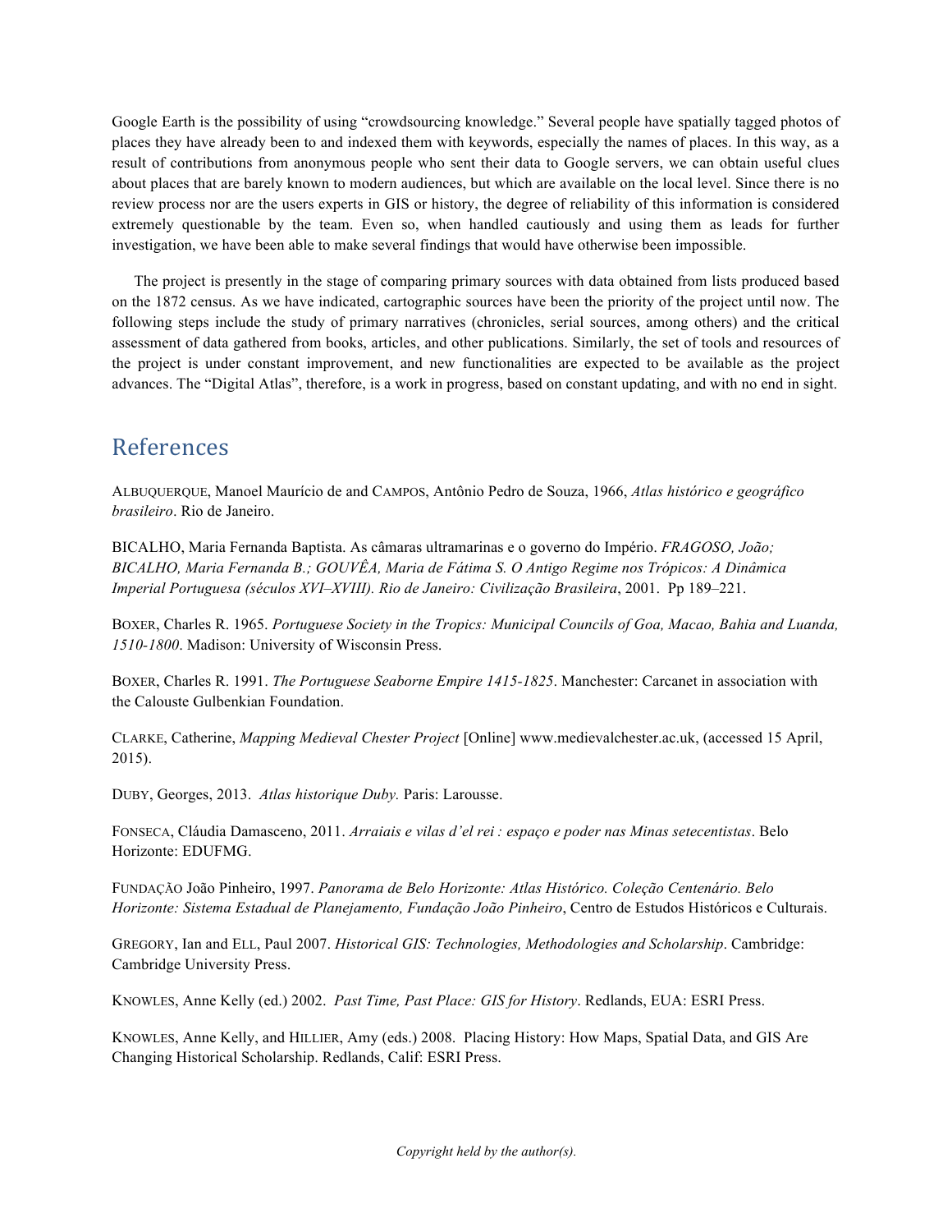Google Earth is the possibility of using "crowdsourcing knowledge." Several people have spatially tagged photos of places they have already been to and indexed them with keywords, especially the names of places. In this way, as a result of contributions from anonymous people who sent their data to Google servers, we can obtain useful clues about places that are barely known to modern audiences, but which are available on the local level. Since there is no review process nor are the users experts in GIS or history, the degree of reliability of this information is considered extremely questionable by the team. Even so, when handled cautiously and using them as leads for further investigation, we have been able to make several findings that would have otherwise been impossible.

The project is presently in the stage of comparing primary sources with data obtained from lists produced based on the 1872 census. As we have indicated, cartographic sources have been the priority of the project until now. The following steps include the study of primary narratives (chronicles, serial sources, among others) and the critical assessment of data gathered from books, articles, and other publications. Similarly, the set of tools and resources of the project is under constant improvement, and new functionalities are expected to be available as the project advances. The "Digital Atlas", therefore, is a work in progress, based on constant updating, and with no end in sight.

## References

ALBUQUERQUE, Manoel Maurício de and CAMPOS, Antônio Pedro de Souza, 1966, *Atlas histórico e geográfico brasileiro*. Rio de Janeiro.

BICALHO, Maria Fernanda Baptista. As câmaras ultramarinas e o governo do Império. *FRAGOSO, João; BICALHO, Maria Fernanda B.; GOUVÊA, Maria de Fátima S. O Antigo Regime nos Trópicos: A Dinâmica Imperial Portuguesa (séculos XVI–XVIII). Rio de Janeiro: Civilização Brasileira*, 2001. Pp 189–221.

BOXER, Charles R. 1965. *Portuguese Society in the Tropics: Municipal Councils of Goa, Macao, Bahia and Luanda, 1510-1800*. Madison: University of Wisconsin Press.

BOXER, Charles R. 1991. *The Portuguese Seaborne Empire 1415-1825*. Manchester: Carcanet in association with the Calouste Gulbenkian Foundation.

CLARKE, Catherine, *Mapping Medieval Chester Project* [Online] www.medievalchester.ac.uk, (accessed 15 April, 2015).

DUBY, Georges, 2013. *Atlas historique Duby.* Paris: Larousse.

FONSECA, Cláudia Damasceno, 2011. *Arraiais e vilas d'el rei : espaço e poder nas Minas setecentistas*. Belo Horizonte: EDUFMG.

FUNDAÇÃO João Pinheiro, 1997. *Panorama de Belo Horizonte: Atlas Histórico. Coleção Centenário. Belo Horizonte: Sistema Estadual de Planejamento, Fundação João Pinheiro*, Centro de Estudos Históricos e Culturais.

GREGORY, Ian and ELL, Paul 2007. *Historical GIS: Technologies, Methodologies and Scholarship*. Cambridge: Cambridge University Press.

KNOWLES, Anne Kelly (ed.) 2002. *Past Time, Past Place: GIS for History*. Redlands, EUA: ESRI Press.

KNOWLES, Anne Kelly, and HILLIER, Amy (eds.) 2008. Placing History: How Maps, Spatial Data, and GIS Are Changing Historical Scholarship. Redlands, Calif: ESRI Press.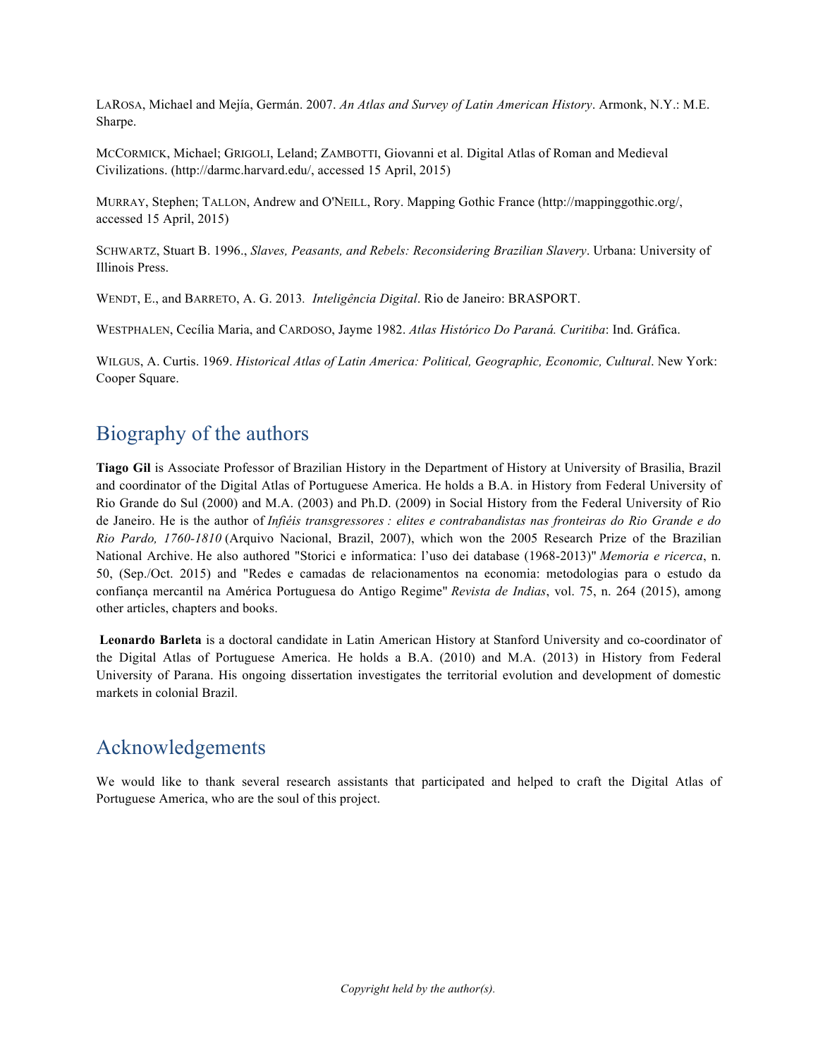LAROSA, Michael and Mejía, Germán. 2007. *An Atlas and Survey of Latin American History*. Armonk, N.Y.: M.E. Sharpe.

MCCORMICK, Michael; GRIGOLI, Leland; ZAMBOTTI, Giovanni et al. Digital Atlas of Roman and Medieval Civilizations. (http://darmc.harvard.edu/, accessed 15 April, 2015)

MURRAY, Stephen; TALLON, Andrew and O'NEILL, Rory. Mapping Gothic France (http://mappinggothic.org/, accessed 15 April, 2015)

SCHWARTZ, Stuart B. 1996., *Slaves, Peasants, and Rebels: Reconsidering Brazilian Slavery*. Urbana: University of Illinois Press.

WENDT, E., and BARRETO, A. G. 2013. *Inteligência Digital*. Rio de Janeiro: BRASPORT.

WESTPHALEN, Cecília Maria, and CARDOSO, Jayme 1982. *Atlas Histórico Do Paraná. Curitiba*: Ind. Gráfica.

WILGUS, A. Curtis. 1969. *Historical Atlas of Latin America: Political, Geographic, Economic, Cultural*. New York: Cooper Square.

## Biography of the authors

**Tiago Gil** is Associate Professor of Brazilian History in the Department of History at University of Brasilia, Brazil and coordinator of the Digital Atlas of Portuguese America. He holds a B.A. in History from Federal University of Rio Grande do Sul (2000) and M.A. (2003) and Ph.D. (2009) in Social History from the Federal University of Rio de Janeiro. He is the author of *Infiéis transgressores : elites e contrabandistas nas fronteiras do Rio Grande e do Rio Pardo, 1760-1810* (Arquivo Nacional, Brazil, 2007), which won the 2005 Research Prize of the Brazilian National Archive. He also authored "Storici e informatica: l'uso dei database (1968-2013)" *Memoria e ricerca*, n. 50, (Sep./Oct. 2015) and "Redes e camadas de relacionamentos na economia: metodologias para o estudo da confiança mercantil na América Portuguesa do Antigo Regime" *Revista de Indias*, vol. 75, n. 264 (2015), among other articles, chapters and books.

**Leonardo Barleta** is a doctoral candidate in Latin American History at Stanford University and co-coordinator of the Digital Atlas of Portuguese America. He holds a B.A. (2010) and M.A. (2013) in History from Federal University of Parana. His ongoing dissertation investigates the territorial evolution and development of domestic markets in colonial Brazil.

## Acknowledgements

We would like to thank several research assistants that participated and helped to craft the Digital Atlas of Portuguese America, who are the soul of this project.

*Copyright held by the author(s).*